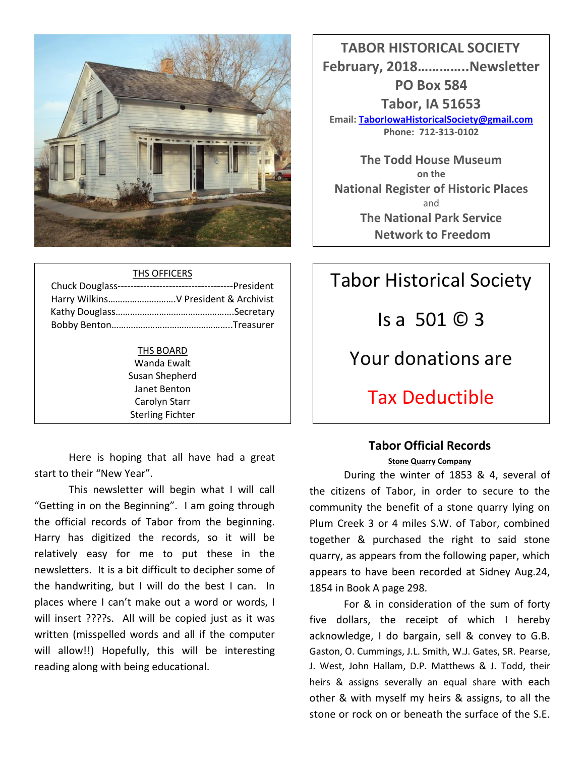**TABOR HISTORICAL SOCIETY**
**February, 2018…………..Newsletter**
**PO Box 584**
**Tabor, IA 51653**
**Email: TaborIowaHistoricalSociety@gmail.com**
**Phone: 712-313-0102**

**The Todd House Museum**
**on the**
**National Register of Historic Places**
and
**The National Park Service**
**Network to Freedom**

THS OFFICERS

Chuck Douglass-----------------------------------President
Harry Wilkins……………………….V President & Archivist
Kathy Douglass………………………………………….Secretary
Bobby Benton…………………………………………..Treasurer

THS BOARD

Wanda Ewalt
Susan Shepherd
Janet Benton
Carolyn Starr
Sterling Fichter

Tabor Historical Society

Is a 501 © 3

Your donations are

Tax Deductible

Here is hoping that all have had a great start to their "New Year".

This newsletter will begin what I will call "Getting in on the Beginning". I am going through the official records of Tabor from the beginning. Harry has digitized the records, so it will be relatively easy for me to put these in the newsletters. It is a bit difficult to decipher some of the handwriting, but I will do the best I can. In places where I can't make out a word or words, I will insert ????s. All will be copied just as it was written (misspelled words and all if the computer will allow!!) Hopefully, this will be interesting reading along with being educational.

## Tabor Official Records

**Stone Quarry Company**

During the winter of 1853 & 4, several of the citizens of Tabor, in order to secure to the community the benefit of a stone quarry lying on Plum Creek 3 or 4 miles S.W. of Tabor, combined together & purchased the right to said stone quarry, as appears from the following paper, which appears to have been recorded at Sidney Aug.24, 1854 in Book A page 298.

For & in consideration of the sum of forty five dollars, the receipt of which I hereby acknowledge, I do bargain, sell & convey to G.B. Gaston, O. Cummings, J.L. Smith, W.J. Gates, SR. Pearse, J. West, John Hallam, D.P. Matthews & J. Todd, their heirs & assigns severally an equal share with each other & with myself my heirs & assigns, to all the stone or rock on or beneath the surface of the S.E.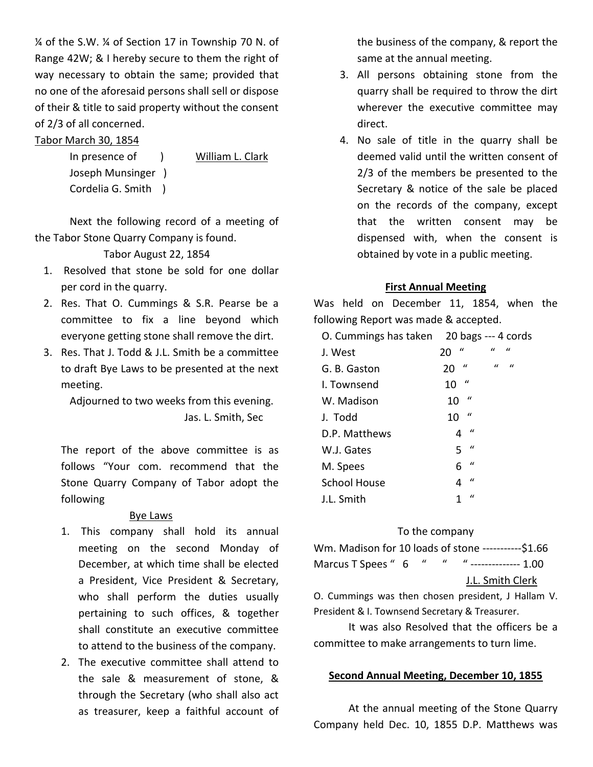¼ of the S.W. ¼ of Section 17 in Township 70 N. of Range 42W; & I hereby secure to them the right of way necessary to obtain the same; provided that no one of the aforesaid persons shall sell or dispose of their & title to said property without the consent of 2/3 of all concerned.

Tabor March 30, 1854

In presence of ) William L. Clark
Joseph Munsinger )
Cordelia G. Smith )

Next the following record of a meeting of the Tabor Stone Quarry Company is found.

Tabor August 22, 1854

1. Resolved that stone be sold for one dollar per cord in the quarry.
2. Res. That O. Cummings & S.R. Pearse be a committee to fix a line beyond which everyone getting stone shall remove the dirt.
3. Res. That J. Todd & J.L. Smith be a committee to draft Bye Laws to be presented at the next meeting.

Adjourned to two weeks from this evening.

Jas. L. Smith, Sec

The report of the above committee is as follows "Your com. recommend that the Stone Quarry Company of Tabor adopt the following

Bye Laws

1. This company shall hold its annual meeting on the second Monday of December, at which time shall be elected a President, Vice President & Secretary, who shall perform the duties usually pertaining to such offices, & together shall constitute an executive committee to attend to the business of the company.
2. The executive committee shall attend to the sale & measurement of stone, & through the Secretary (who shall also act as treasurer, keep a faithful account of the business of the company, & report the same at the annual meeting.
3. All persons obtaining stone from the quarry shall be required to throw the dirt wherever the executive committee may direct.
4. No sale of title in the quarry shall be deemed valid until the written consent of 2/3 of the members be presented to the Secretary & notice of the sale be placed on the records of the company, except that the written consent may be dispensed with, when the consent is obtained by vote in a public meeting.

**First Annual Meeting**

Was held on December 11, 1854, when the following Report was made & accepted.

| | | |
|---|---|---|
| O. Cummings has taken | 20 bags | --- 4 cords |
| J. West | 20 " | " " |
| G. B. Gaston | 20 " | " " |
| I. Townsend | 10 " | |
| W. Madison | 10 " | |
| J. Todd | 10 " | |
| D.P. Matthews | 4 " | |
| W.J. Gates | 5 " | |
| M. Spees | 6 " | |
| School House | 4 " | |
| J.L. Smith | 1 " | |

To the company

Wm. Madison for 10 loads of stone -----------$1.66
Marcus T Spees " 6 " " " -------------- 1.00

J.L. Smith Clerk

O. Cummings was then chosen president, J Hallam V. President & I. Townsend Secretary & Treasurer.

It was also Resolved that the officers be a committee to make arrangements to turn lime.

**Second Annual Meeting, December 10, 1855**

At the annual meeting of the Stone Quarry Company held Dec. 10, 1855 D.P. Matthews was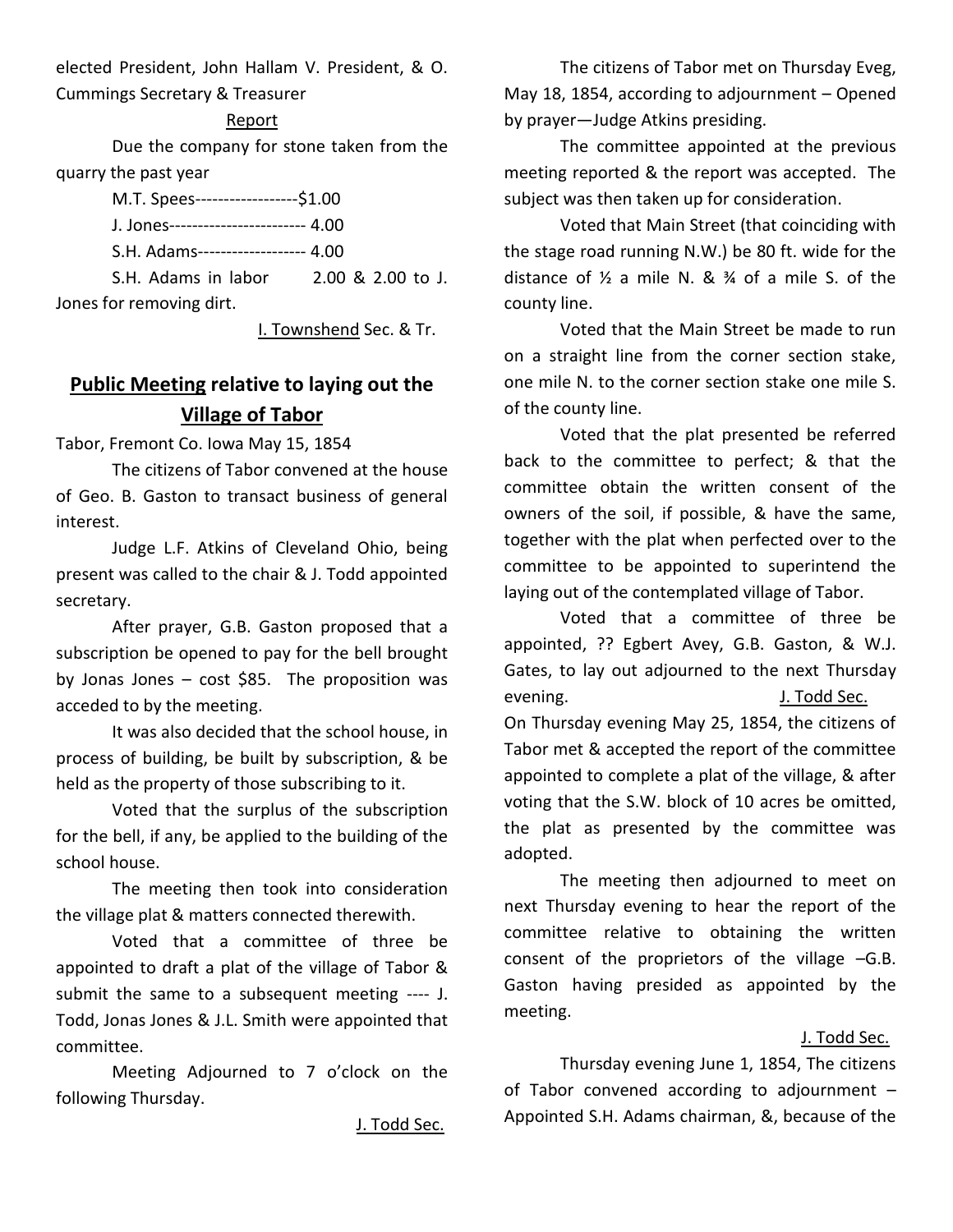elected President, John Hallam V. President, & O. Cummings Secretary & Treasurer

Report

Due the company for stone taken from the quarry the past year

M.T. Spees------------------$1.00

J. Jones------------------------ 4.00

S.H. Adams------------------- 4.00

S.H. Adams in labor 2.00 & 2.00 to J. Jones for removing dirt.

I. Townshend Sec. & Tr.

## **Public Meeting relative to laying out the Village of Tabor**

Tabor, Fremont Co. Iowa May 15, 1854

The citizens of Tabor convened at the house of Geo. B. Gaston to transact business of general interest.

Judge L.F. Atkins of Cleveland Ohio, being present was called to the chair & J. Todd appointed secretary.

After prayer, G.B. Gaston proposed that a subscription be opened to pay for the bell brought by Jonas Jones – cost $85. The proposition was acceded to by the meeting.

It was also decided that the school house, in process of building, be built by subscription, & be held as the property of those subscribing to it.

Voted that the surplus of the subscription for the bell, if any, be applied to the building of the school house.

The meeting then took into consideration the village plat & matters connected therewith.

Voted that a committee of three be appointed to draft a plat of the village of Tabor & submit the same to a subsequent meeting ---- J. Todd, Jonas Jones & J.L. Smith were appointed that committee.

Meeting Adjourned to 7 o'clock on the following Thursday.

J. Todd Sec.

The citizens of Tabor met on Thursday Eveg, May 18, 1854, according to adjournment – Opened by prayer—Judge Atkins presiding.

The committee appointed at the previous meeting reported & the report was accepted. The subject was then taken up for consideration.

Voted that Main Street (that coinciding with the stage road running N.W.) be 80 ft. wide for the distance of ½ a mile N. & ¾ of a mile S. of the county line.

Voted that the Main Street be made to run on a straight line from the corner section stake, one mile N. to the corner section stake one mile S. of the county line.

Voted that the plat presented be referred back to the committee to perfect; & that the committee obtain the written consent of the owners of the soil, if possible, & have the same, together with the plat when perfected over to the committee to be appointed to superintend the laying out of the contemplated village of Tabor.

Voted that a committee of three be appointed, ?? Egbert Avey, G.B. Gaston, & W.J. Gates, to lay out adjourned to the next Thursday evening.

J. Todd Sec.

On Thursday evening May 25, 1854, the citizens of Tabor met & accepted the report of the committee appointed to complete a plat of the village, & after voting that the S.W. block of 10 acres be omitted, the plat as presented by the committee was adopted.

The meeting then adjourned to meet on next Thursday evening to hear the report of the committee relative to obtaining the written consent of the proprietors of the village –G.B. Gaston having presided as appointed by the meeting.

J. Todd Sec.

Thursday evening June 1, 1854, The citizens of Tabor convened according to adjournment – Appointed S.H. Adams chairman, &, because of the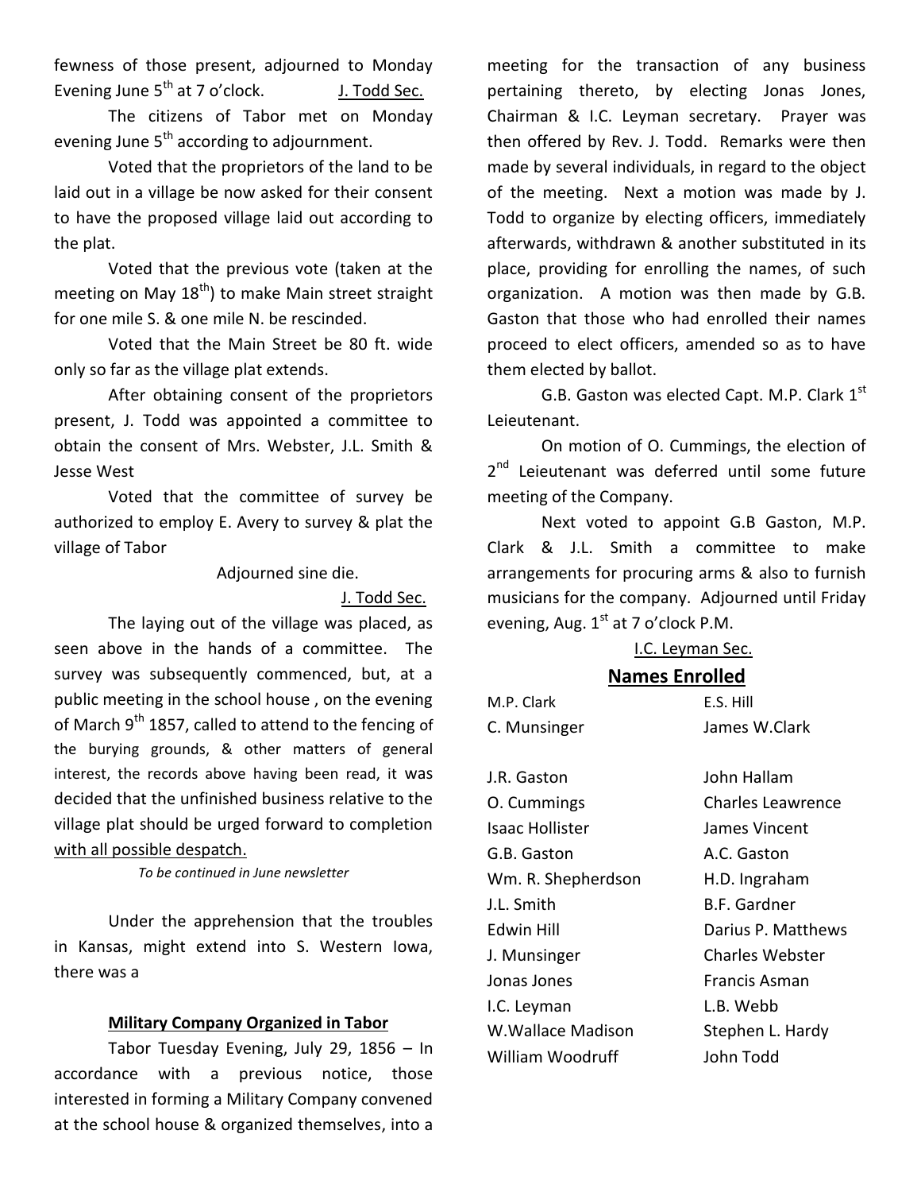fewness of those present, adjourned to Monday Evening June 5th at 7 o'clock. J. Todd Sec.

The citizens of Tabor met on Monday evening June 5th according to adjournment.

Voted that the proprietors of the land to be laid out in a village be now asked for their consent to have the proposed village laid out according to the plat.

Voted that the previous vote (taken at the meeting on May 18th) to make Main street straight for one mile S. & one mile N. be rescinded.

Voted that the Main Street be 80 ft. wide only so far as the village plat extends.

After obtaining consent of the proprietors present, J. Todd was appointed a committee to obtain the consent of Mrs. Webster, J.L. Smith & Jesse West

Voted that the committee of survey be authorized to employ E. Avery to survey & plat the village of Tabor

Adjourned sine die.

J. Todd Sec.

The laying out of the village was placed, as seen above in the hands of a committee. The survey was subsequently commenced, but, at a public meeting in the school house , on the evening of March 9th 1857, called to attend to the fencing of the burying grounds, & other matters of general interest, the records above having been read, it was decided that the unfinished business relative to the village plat should be urged forward to completion with all possible despatch.

*To be continued in June newsletter*

Under the apprehension that the troubles in Kansas, might extend into S. Western Iowa, there was a

**Military Company Organized in Tabor**

Tabor Tuesday Evening, July 29, 1856 – In accordance with a previous notice, those interested in forming a Military Company convened at the school house & organized themselves, into a meeting for the transaction of any business pertaining thereto, by electing Jonas Jones, Chairman & I.C. Leyman secretary. Prayer was then offered by Rev. J. Todd. Remarks were then made by several individuals, in regard to the object of the meeting. Next a motion was made by J. Todd to organize by electing officers, immediately afterwards, withdrawn & another substituted in its place, providing for enrolling the names, of such organization. A motion was then made by G.B. Gaston that those who had enrolled their names proceed to elect officers, amended so as to have them elected by ballot.

G.B. Gaston was elected Capt. M.P. Clark 1st Leieutenant.

On motion of O. Cummings, the election of 2nd Leieutenant was deferred until some future meeting of the Company.

Next voted to appoint G.B Gaston, M.P. Clark & J.L. Smith a committee to make arrangements for procuring arms & also to furnish musicians for the company. Adjourned until Friday evening, Aug. 1st at 7 o'clock P.M.

I.C. Leyman Sec.

**Names Enrolled**

| | |
|---|---|
| M.P. Clark | E.S. Hill |
| C. Munsinger | James W.Clark |
| J.R. Gaston | John Hallam |
| O. Cummings | Charles Leawrence |
| Isaac Hollister | James Vincent |
| G.B. Gaston | A.C. Gaston |
| Wm. R. Shepherdson | H.D. Ingraham |
| J.L. Smith | B.F. Gardner |
| Edwin Hill | Darius P. Matthews |
| J. Munsinger | Charles Webster |
| Jonas Jones | Francis Asman |
| I.C. Leyman | L.B. Webb |
| W.Wallace Madison | Stephen L. Hardy |
| William Woodruff | John Todd |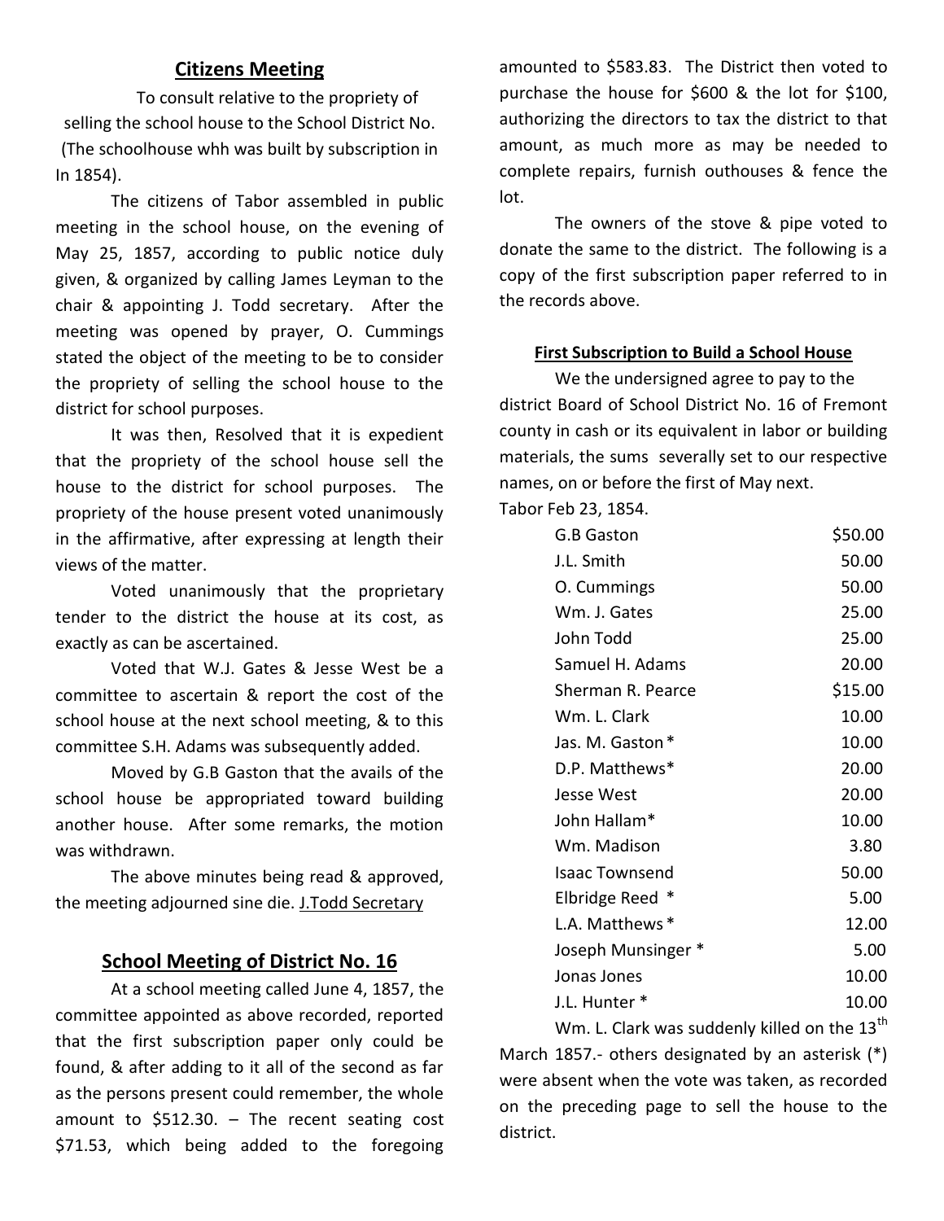## Citizens Meeting

To consult relative to the propriety of selling the school house to the School District No. (The schoolhouse whh was built by subscription in In 1854).

The citizens of Tabor assembled in public meeting in the school house, on the evening of May 25, 1857, according to public notice duly given, & organized by calling James Leyman to the chair & appointing J. Todd secretary. After the meeting was opened by prayer, O. Cummings stated the object of the meeting to be to consider the propriety of selling the school house to the district for school purposes.

It was then, Resolved that it is expedient that the propriety of the school house sell the house to the district for school purposes. The propriety of the house present voted unanimously in the affirmative, after expressing at length their views of the matter.

Voted unanimously that the proprietary tender to the district the house at its cost, as exactly as can be ascertained.

Voted that W.J. Gates & Jesse West be a committee to ascertain & report the cost of the school house at the next school meeting, & to this committee S.H. Adams was subsequently added.

Moved by G.B Gaston that the avails of the school house be appropriated toward building another house. After some remarks, the motion was withdrawn.

The above minutes being read & approved, the meeting adjourned sine die. J.Todd Secretary

## School Meeting of District No. 16

At a school meeting called June 4, 1857, the committee appointed as above recorded, reported that the first subscription paper only could be found, & after adding to it all of the second as far as the persons present could remember, the whole amount to $512.30. – The recent seating cost $71.53, which being added to the foregoing amounted to $583.83. The District then voted to purchase the house for $600 & the lot for $100, authorizing the directors to tax the district to that amount, as much more as may be needed to complete repairs, furnish outhouses & fence the lot.

The owners of the stove & pipe voted to donate the same to the district. The following is a copy of the first subscription paper referred to in the records above.

### First Subscription to Build a School House

We the undersigned agree to pay to the district Board of School District No. 16 of Fremont county in cash or its equivalent in labor or building materials, the sums severally set to our respective names, on or before the first of May next.

Tabor Feb 23, 1854.

| Name | Amount |
|---|---|
| G.B Gaston | $50.00 |
| J.L. Smith | 50.00 |
| O. Cummings | 50.00 |
| Wm. J. Gates | 25.00 |
| John Todd | 25.00 |
| Samuel H. Adams | 20.00 |
| Sherman R. Pearce | $15.00 |
| Wm. L. Clark | 10.00 |
| Jas. M. Gaston * | 10.00 |
| D.P. Matthews* | 20.00 |
| Jesse West | 20.00 |
| John Hallam* | 10.00 |
| Wm. Madison | 3.80 |
| Isaac Townsend | 50.00 |
| Elbridge Reed * | 5.00 |
| L.A. Matthews * | 12.00 |
| Joseph Munsinger * | 5.00 |
| Jonas Jones | 10.00 |
| J.L. Hunter * | 10.00 |

Wm. L. Clark was suddenly killed on the 13th March 1857.- others designated by an asterisk (*) were absent when the vote was taken, as recorded on the preceding page to sell the house to the district.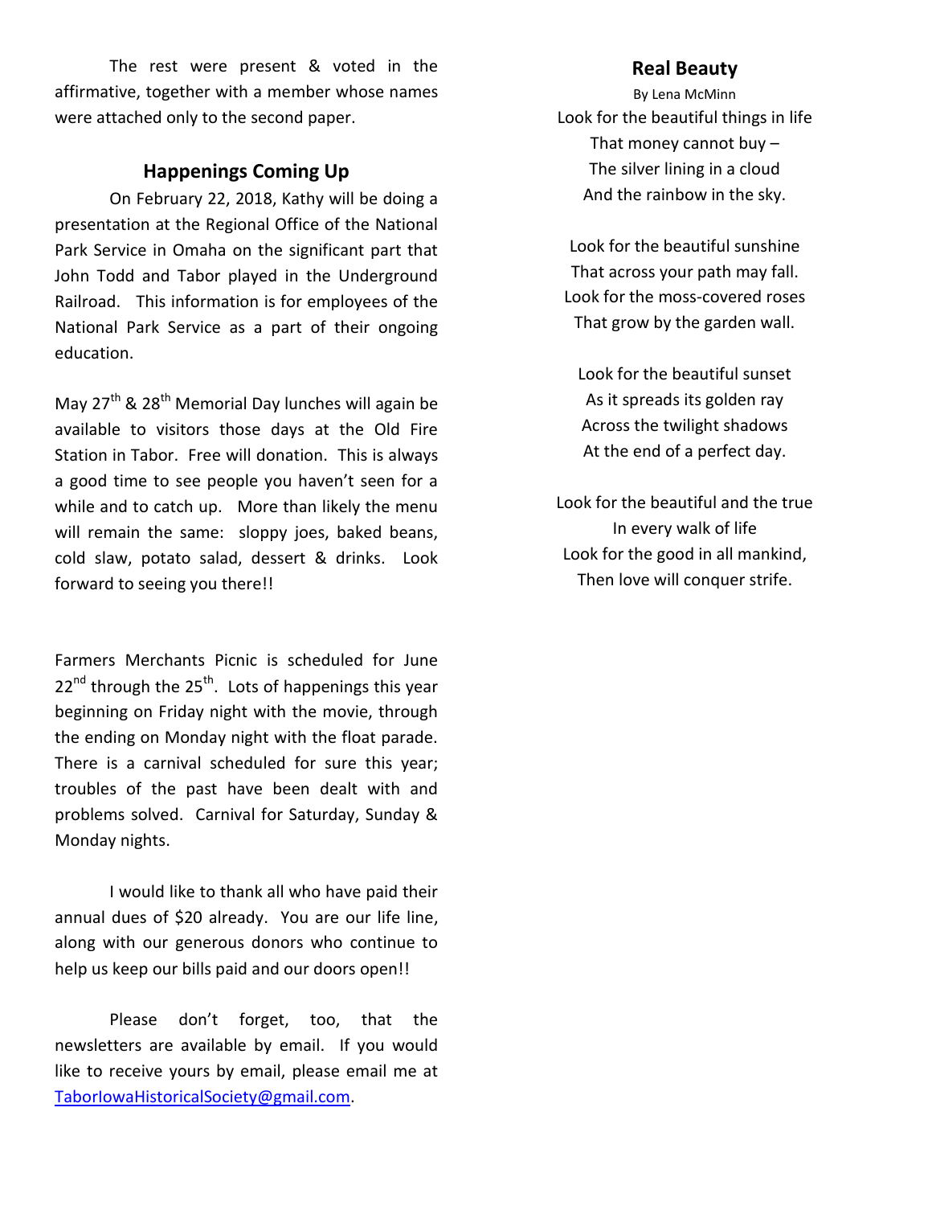The rest were present & voted in the affirmative, together with a member whose names were attached only to the second paper.

## Happenings Coming Up

On February 22, 2018, Kathy will be doing a presentation at the Regional Office of the National Park Service in Omaha on the significant part that John Todd and Tabor played in the Underground Railroad. This information is for employees of the National Park Service as a part of their ongoing education.

May 27th & 28th Memorial Day lunches will again be available to visitors those days at the Old Fire Station in Tabor. Free will donation. This is always a good time to see people you haven't seen for a while and to catch up. More than likely the menu will remain the same: sloppy joes, baked beans, cold slaw, potato salad, dessert & drinks. Look forward to seeing you there!!

Farmers Merchants Picnic is scheduled for June 22nd through the 25th. Lots of happenings this year beginning on Friday night with the movie, through the ending on Monday night with the float parade. There is a carnival scheduled for sure this year; troubles of the past have been dealt with and problems solved. Carnival for Saturday, Sunday & Monday nights.

I would like to thank all who have paid their annual dues of $20 already. You are our life line, along with our generous donors who continue to help us keep our bills paid and our doors open!!

Please don't forget, too, that the newsletters are available by email. If you would like to receive yours by email, please email me at TaborIowaHistoricalSociety@gmail.com.

## Real Beauty

By Lena McMinn

Look for the beautiful things in life
That money cannot buy –
The silver lining in a cloud
And the rainbow in the sky.

Look for the beautiful sunshine
That across your path may fall.
Look for the moss-covered roses
That grow by the garden wall.

Look for the beautiful sunset
As it spreads its golden ray
Across the twilight shadows
At the end of a perfect day.

Look for the beautiful and the true
In every walk of life
Look for the good in all mankind,
Then love will conquer strife.